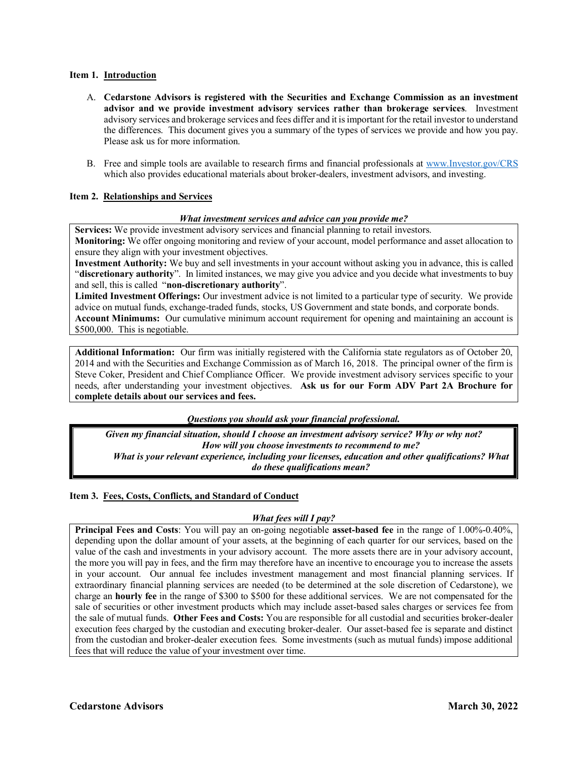## Item 1. Introduction

A. **Cedarstone Advisors is registered with the Securities and Exchange Commission as an investment advisor and we provide investment advisory services rather than brokerage services**. Investment advisory services and brokerage services and fees differ and it is important for the retail investor to understand the differences. This document gives you a summary of the types of services we provide and how you pay. Please ask us for more information.

B. Free and simple tools are available to research firms and financial professionals at www.Investor.gov/CRS which also provides educational materials about broker-dealers, investment advisors, and investing.

## Item 2. Relationships and Services

***What investment services and advice can you provide me?***

**Services:** We provide investment advisory services and financial planning to retail investors.
**Monitoring:** We offer ongoing monitoring and review of your account, model performance and asset allocation to ensure they align with your investment objectives.
**Investment Authority:** We buy and sell investments in your account without asking you in advance, this is called "**discretionary authority**". In limited instances, we may give you advice and you decide what investments to buy and sell, this is called "**non-discretionary authority**".
**Limited Investment Offerings:** Our investment advice is not limited to a particular type of security. We provide advice on mutual funds, exchange-traded funds, stocks, US Government and state bonds, and corporate bonds.
**Account Minimums:** Our cumulative minimum account requirement for opening and maintaining an account is $500,000. This is negotiable.

**Additional Information:** Our firm was initially registered with the California state regulators as of October 20, 2014 and with the Securities and Exchange Commission as of March 16, 2018. The principal owner of the firm is Steve Coker, President and Chief Compliance Officer. We provide investment advisory services specific to your needs, after understanding your investment objectives. **Ask us for our Form ADV Part 2A Brochure for complete details about our services and fees.**

***Questions you should ask your financial professional.***

***Given my financial situation, should I choose an investment advisory service? Why or why not?***
***How will you choose investments to recommend to me?***
***What is your relevant experience, including your licenses, education and other qualifications? What do these qualifications mean?***

## Item 3. Fees, Costs, Conflicts, and Standard of Conduct

***What fees will I pay?***

**Principal Fees and Costs**: You will pay an on-going negotiable **asset-based fee** in the range of 1.00%-0.40%, depending upon the dollar amount of your assets, at the beginning of each quarter for our services, based on the value of the cash and investments in your advisory account. The more assets there are in your advisory account, the more you will pay in fees, and the firm may therefore have an incentive to encourage you to increase the assets in your account. Our annual fee includes investment management and most financial planning services. If extraordinary financial planning services are needed (to be determined at the sole discretion of Cedarstone), we charge an **hourly fee** in the range of $300 to $500 for these additional services. We are not compensated for the sale of securities or other investment products which may include asset-based sales charges or services fee from the sale of mutual funds. **Other Fees and Costs:** You are responsible for all custodial and securities broker-dealer execution fees charged by the custodian and executing broker-dealer. Our asset-based fee is separate and distinct from the custodian and broker-dealer execution fees. Some investments (such as mutual funds) impose additional fees that will reduce the value of your investment over time.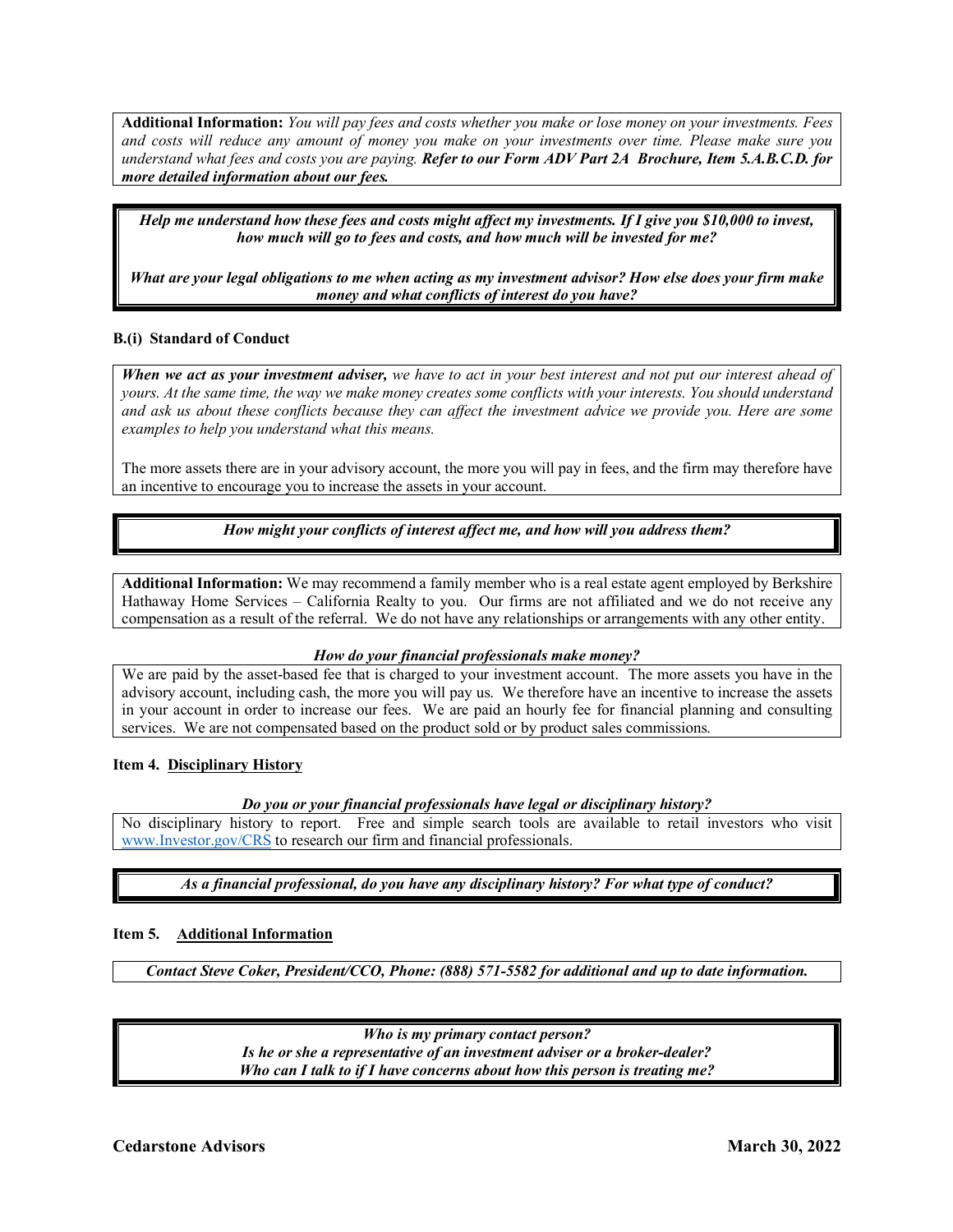**Additional Information:** *You will pay fees and costs whether you make or lose money on your investments. Fees and costs will reduce any amount of money you make on your investments over time. Please make sure you understand what fees and costs you are paying.* ***Refer to our Form ADV Part 2A Brochure, Item 5.A.B.C.D. for more detailed information about our fees.***

***Help me understand how these fees and costs might affect my investments. If I give you $10,000 to invest, how much will go to fees and costs, and how much will be invested for me?***

***What are your legal obligations to me when acting as my investment advisor? How else does your firm make money and what conflicts of interest do you have?***

**B.(i) Standard of Conduct**

***When we act as your investment adviser,*** *we have to act in your best interest and not put our interest ahead of yours. At the same time, the way we make money creates some conflicts with your interests. You should understand and ask us about these conflicts because they can affect the investment advice we provide you. Here are some examples to help you understand what this means.*

The more assets there are in your advisory account, the more you will pay in fees, and the firm may therefore have an incentive to encourage you to increase the assets in your account.

***How might your conflicts of interest affect me, and how will you address them?***

**Additional Information:** We may recommend a family member who is a real estate agent employed by Berkshire Hathaway Home Services – California Realty to you. Our firms are not affiliated and we do not receive any compensation as a result of the referral. We do not have any relationships or arrangements with any other entity.

***How do your financial professionals make money?***

We are paid by the asset-based fee that is charged to your investment account. The more assets you have in the advisory account, including cash, the more you will pay us. We therefore have an incentive to increase the assets in your account in order to increase our fees. We are paid an hourly fee for financial planning and consulting services. We are not compensated based on the product sold or by product sales commissions.

**Item 4. Disciplinary History**

***Do you or your financial professionals have legal or disciplinary history?***

No disciplinary history to report. Free and simple search tools are available to retail investors who visit www.Investor.gov/CRS to research our firm and financial professionals.

***As a financial professional, do you have any disciplinary history? For what type of conduct?***

**Item 5. Additional Information**

***Contact Steve Coker, President/CCO, Phone: (888) 571-5582 for additional and up to date information.***

***Who is my primary contact person?***
***Is he or she a representative of an investment adviser or a broker-dealer?***
***Who can I talk to if I have concerns about how this person is treating me?***

**Cedarstone Advisors** **March 30, 2022**